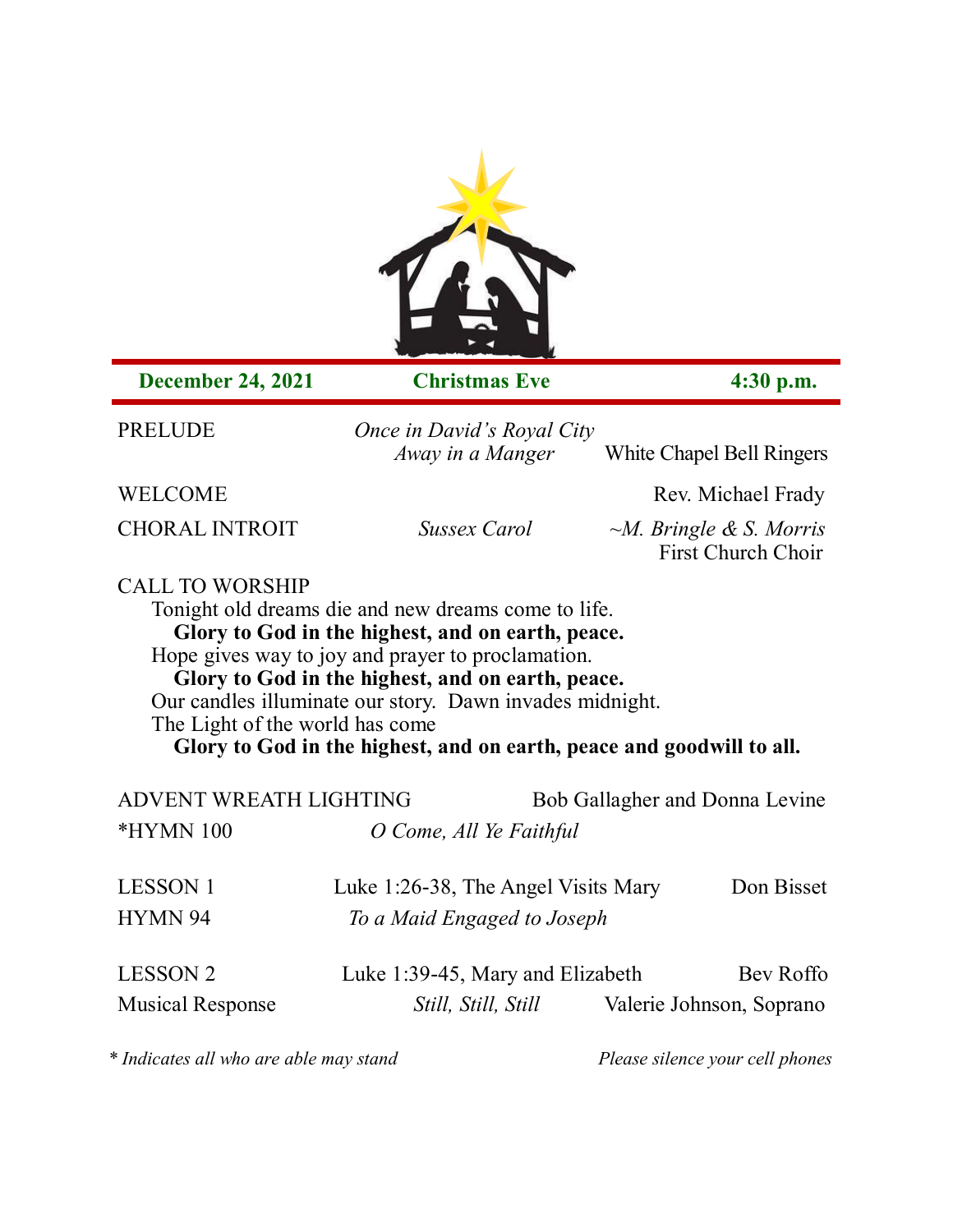**December 24, 2021** **Christmas Eve** **4:30 p.m.**

PRELUDE *Once in David's Royal City*
*Away in a Manger* White Chapel Bell Ringers

WELCOME Rev. Michael Frady

CHORAL INTROIT *Sussex Carol* *~M. Bringle & S. Morris*
First Church Choir

CALL TO WORSHIP

Tonight old dreams die and new dreams come to life.
**Glory to God in the highest, and on earth, peace.**
Hope gives way to joy and prayer to proclamation.
**Glory to God in the highest, and on earth, peace.**
Our candles illuminate our story. Dawn invades midnight.
The Light of the world has come
**Glory to God in the highest, and on earth, peace and goodwill to all.**

ADVENT WREATH LIGHTING Bob Gallagher and Donna Levine

*HYMN 100 *O Come, All Ye Faithful*

LESSON 1 Luke 1:26-38, The Angel Visits Mary Don Bisset

HYMN 94 *To a Maid Engaged to Joseph*

LESSON 2 Luke 1:39-45, Mary and Elizabeth Bev Roffo

Musical Response *Still, Still, Still* Valerie Johnson, Soprano

*\* Indicates all who are able may stand* *Please silence your cell phones*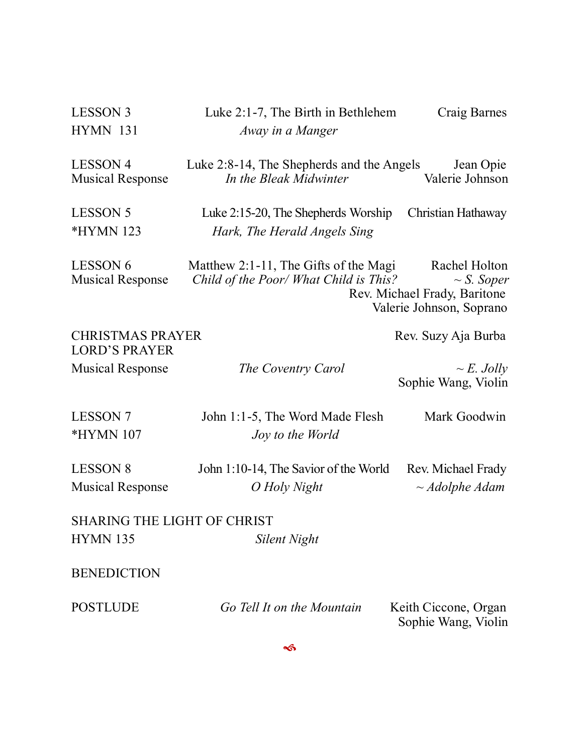LESSON 3 — Luke 2:1-7, The Birth in Bethlehem — Craig Barnes

HYMN 131 — *Away in a Manger*

LESSON 4 — Luke 2:8-14, The Shepherds and the Angels — Jean Opie

Musical Response — *In the Bleak Midwinter* — Valerie Johnson

LESSON 5 — Luke 2:15-20, The Shepherds Worship — Christian Hathaway

*HYMN 123 — *Hark, The Herald Angels Sing*

LESSON 6 — Matthew 2:1-11, The Gifts of the Magi — Rachel Holton

Musical Response — *Child of the Poor/ What Child is This?* — *~ S. Soper*
Rev. Michael Frady, Baritone
Valerie Johnson, Soprano

CHRISTMAS PRAYER — Rev. Suzy Aja Burba

LORD'S PRAYER

Musical Response — *The Coventry Carol* — *~ E. Jolly*
Sophie Wang, Violin

LESSON 7 — John 1:1-5, The Word Made Flesh — Mark Goodwin

*HYMN 107 — *Joy to the World*

LESSON 8 — John 1:10-14, The Savior of the World — Rev. Michael Frady

Musical Response — *O Holy Night* — *~ Adolphe Adam*

SHARING THE LIGHT OF CHRIST

HYMN 135 — *Silent Night*

BENEDICTION

POSTLUDE — *Go Tell It on the Mountain* — Keith Ciccone, Organ
Sophie Wang, Violin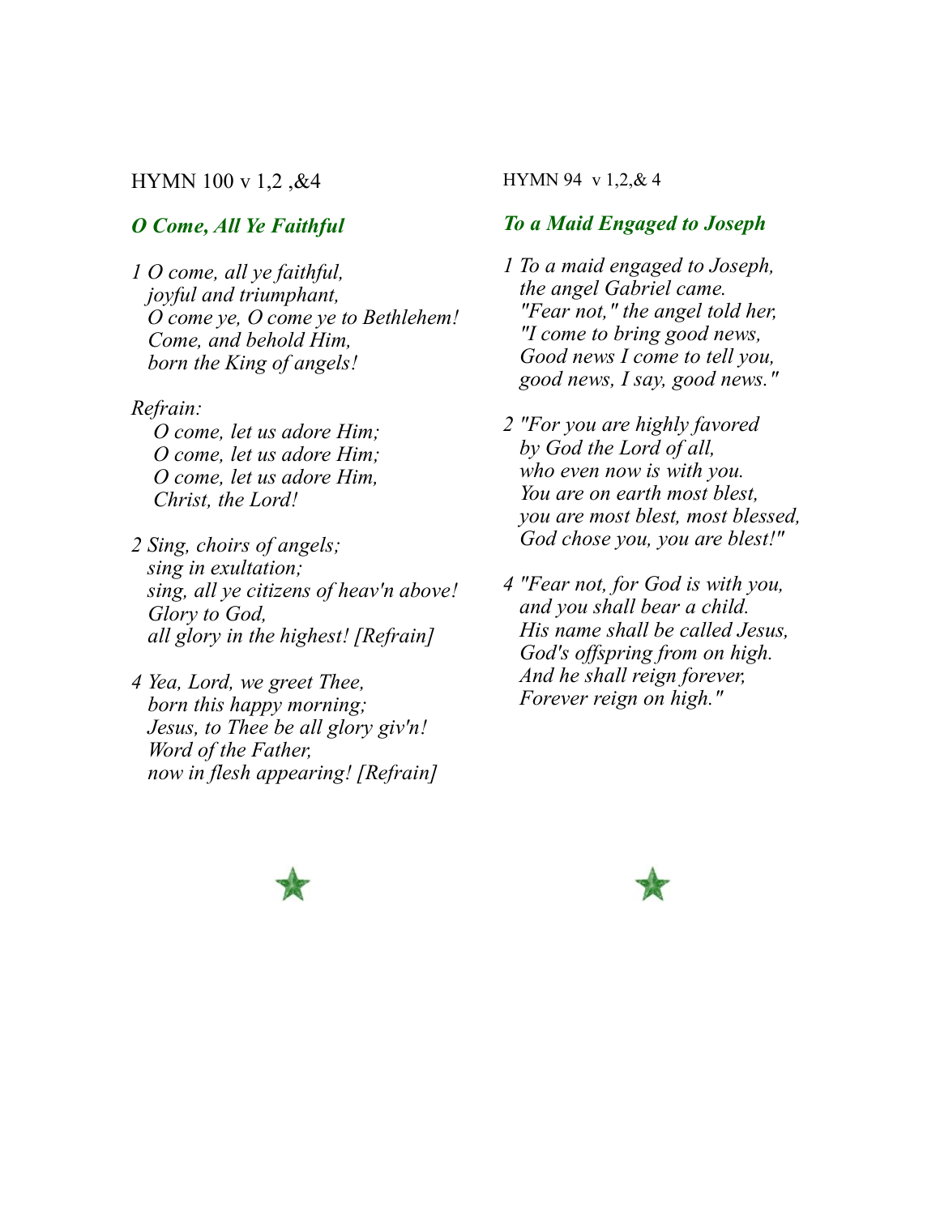HYMN 100 v 1,2 ,&4

### *O Come, All Ye Faithful*

*1 O come, all ye faithful,*
*joyful and triumphant,*
*O come ye, O come ye to Bethlehem!*
*Come, and behold Him,*
*born the King of angels!*

*Refrain:*
*O come, let us adore Him;*
*O come, let us adore Him;*
*O come, let us adore Him,*
*Christ, the Lord!*

*2 Sing, choirs of angels;*
*sing in exultation;*
*sing, all ye citizens of heav'n above!*
*Glory to God,*
*all glory in the highest! [Refrain]*

*4 Yea, Lord, we greet Thee,*
*born this happy morning;*
*Jesus, to Thee be all glory giv'n!*
*Word of the Father,*
*now in flesh appearing! [Refrain]*

HYMN 94 v 1,2,& 4

### *To a Maid Engaged to Joseph*

*1 To a maid engaged to Joseph,*
*the angel Gabriel came.*
*"Fear not," the angel told her,*
*"I come to bring good news,*
*Good news I come to tell you,*
*good news, I say, good news."*

*2 "For you are highly favored*
*by God the Lord of all,*
*who even now is with you.*
*You are on earth most blest,*
*you are most blest, most blessed,*
*God chose you, you are blest!"*

*4 "Fear not, for God is with you,*
*and you shall bear a child.*
*His name shall be called Jesus,*
*God's offspring from on high.*
*And he shall reign forever,*
*Forever reign on high."*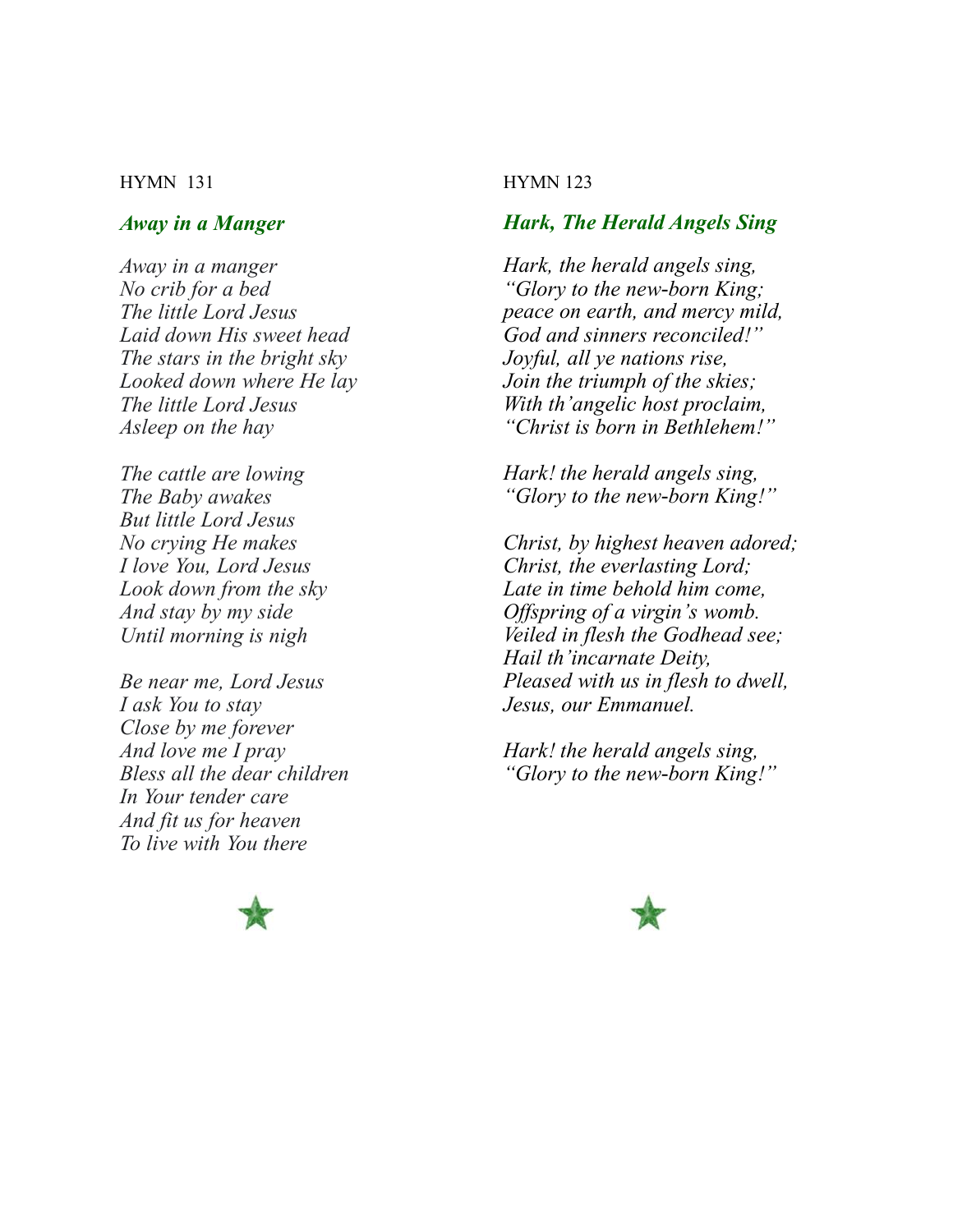HYMN 131

### *Away in a Manger*

*Away in a manger*
*No crib for a bed*
*The little Lord Jesus*
*Laid down His sweet head*
*The stars in the bright sky*
*Looked down where He lay*
*The little Lord Jesus*
*Asleep on the hay*

*The cattle are lowing*
*The Baby awakes*
*But little Lord Jesus*
*No crying He makes*
*I love You, Lord Jesus*
*Look down from the sky*
*And stay by my side*
*Until morning is nigh*

*Be near me, Lord Jesus*
*I ask You to stay*
*Close by me forever*
*And love me I pray*
*Bless all the dear children*
*In Your tender care*
*And fit us for heaven*
*To live with You there*

HYMN 123

### *Hark, The Herald Angels Sing*

*Hark, the herald angels sing,*
*"Glory to the new-born King;*
*peace on earth, and mercy mild,*
*God and sinners reconciled!"*
*Joyful, all ye nations rise,*
*Join the triumph of the skies;*
*With th'angelic host proclaim,*
*"Christ is born in Bethlehem!"*

*Hark! the herald angels sing,*
*"Glory to the new-born King!"*

*Christ, by highest heaven adored;*
*Christ, the everlasting Lord;*
*Late in time behold him come,*
*Offspring of a virgin's womb.*
*Veiled in flesh the Godhead see;*
*Hail th'incarnate Deity,*
*Pleased with us in flesh to dwell,*
*Jesus, our Emmanuel.*

*Hark! the herald angels sing,*
*"Glory to the new-born King!"*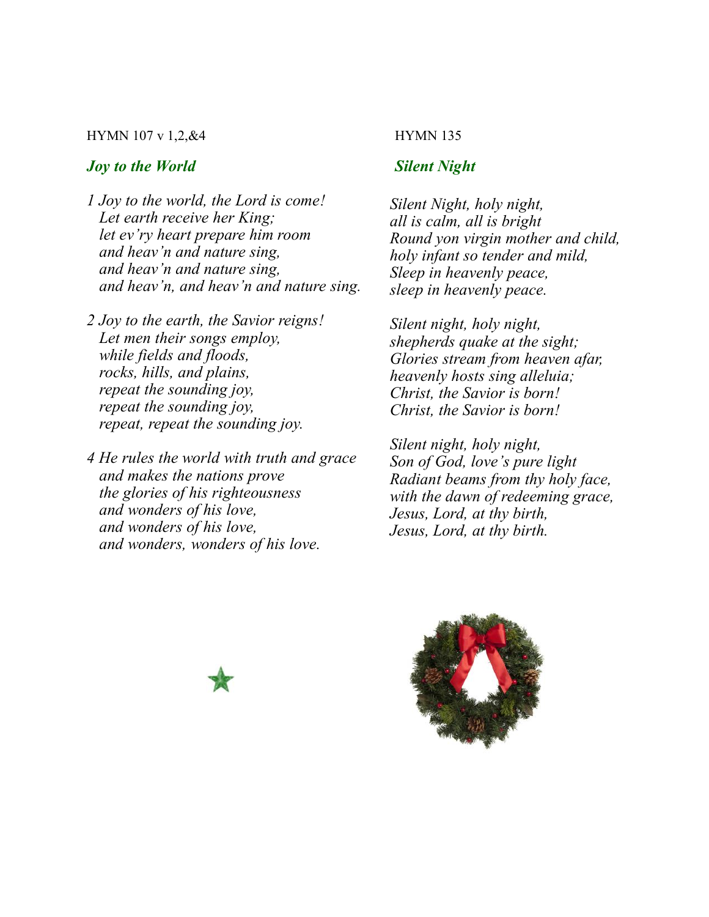HYMN 107 v 1,2,&4

## *Joy to the World*

*1 Joy to the world, the Lord is come!*
*Let earth receive her King;*
*let ev'ry heart prepare him room*
*and heav'n and nature sing,*
*and heav'n and nature sing,*
*and heav'n, and heav'n and nature sing.*

*2 Joy to the earth, the Savior reigns!*
*Let men their songs employ,*
*while fields and floods,*
*rocks, hills, and plains,*
*repeat the sounding joy,*
*repeat the sounding joy,*
*repeat, repeat the sounding joy.*

*4 He rules the world with truth and grace*
*and makes the nations prove*
*the glories of his righteousness*
*and wonders of his love,*
*and wonders of his love,*
*and wonders, wonders of his love.*

HYMN 135

## *Silent Night*

*Silent Night, holy night,*
*all is calm, all is bright*
*Round yon virgin mother and child,*
*holy infant so tender and mild,*
*Sleep in heavenly peace,*
*sleep in heavenly peace.*

*Silent night, holy night,*
*shepherds quake at the sight;*
*Glories stream from heaven afar,*
*heavenly hosts sing alleluia;*
*Christ, the Savior is born!*
*Christ, the Savior is born!*

*Silent night, holy night,*
*Son of God, love's pure light*
*Radiant beams from thy holy face,*
*with the dawn of redeeming grace,*
*Jesus, Lord, at thy birth,*
*Jesus, Lord, at thy birth.*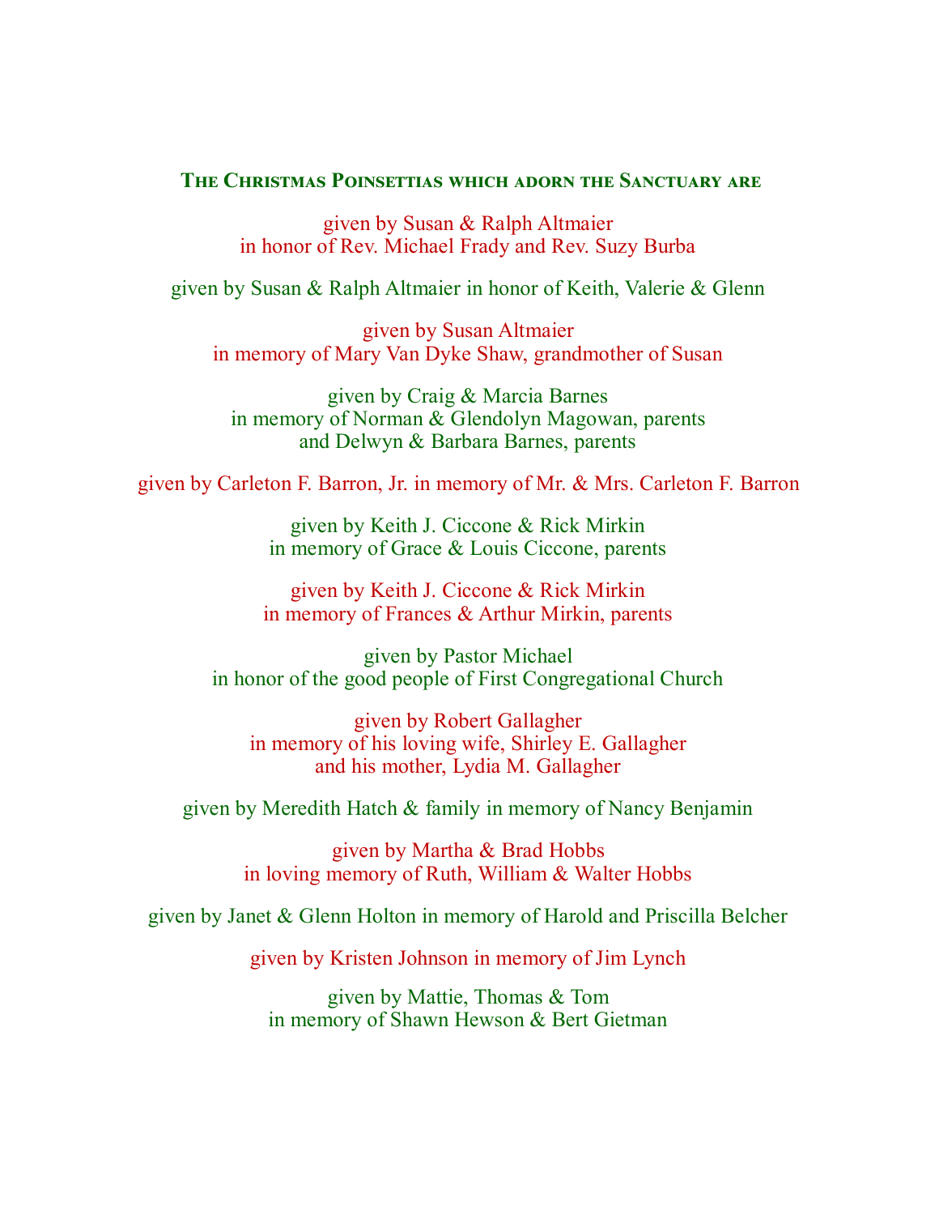### The Christmas Poinsettias which adorn the Sanctuary are

given by Susan & Ralph Altmaier
in honor of Rev. Michael Frady and Rev. Suzy Burba

given by Susan & Ralph Altmaier in honor of Keith, Valerie & Glenn

given by Susan Altmaier
in memory of Mary Van Dyke Shaw, grandmother of Susan

given by Craig & Marcia Barnes
in memory of Norman & Glendolyn Magowan, parents
and Delwyn & Barbara Barnes, parents

given by Carleton F. Barron, Jr. in memory of Mr. & Mrs. Carleton F. Barron

given by Keith J. Ciccone & Rick Mirkin
in memory of Grace & Louis Ciccone, parents

given by Keith J. Ciccone & Rick Mirkin
in memory of Frances & Arthur Mirkin, parents

given by Pastor Michael
in honor of the good people of First Congregational Church

given by Robert Gallagher
in memory of his loving wife, Shirley E. Gallagher
and his mother, Lydia M. Gallagher

given by Meredith Hatch & family in memory of Nancy Benjamin

given by Martha & Brad Hobbs
in loving memory of Ruth, William & Walter Hobbs

given by Janet & Glenn Holton in memory of Harold and Priscilla Belcher

given by Kristen Johnson in memory of Jim Lynch

given by Mattie, Thomas & Tom
in memory of Shawn Hewson & Bert Gietman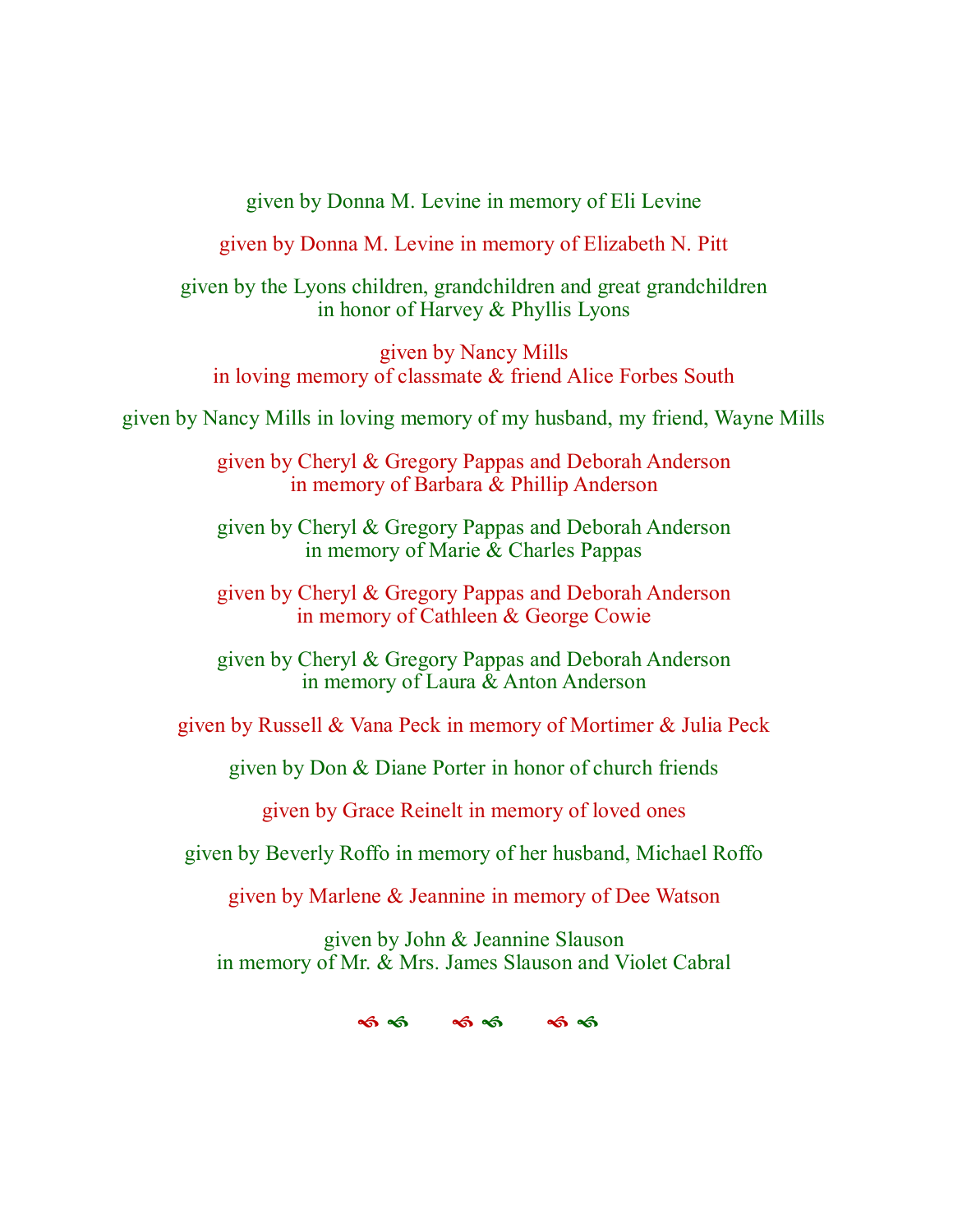given by Donna M. Levine in memory of Eli Levine

given by Donna M. Levine in memory of Elizabeth N. Pitt

given by the Lyons children, grandchildren and great grandchildren
in honor of Harvey & Phyllis Lyons

given by Nancy Mills
in loving memory of classmate & friend Alice Forbes South

given by Nancy Mills in loving memory of my husband, my friend, Wayne Mills

given by Cheryl & Gregory Pappas and Deborah Anderson
in memory of Barbara & Phillip Anderson

given by Cheryl & Gregory Pappas and Deborah Anderson
in memory of Marie & Charles Pappas

given by Cheryl & Gregory Pappas and Deborah Anderson
in memory of Cathleen & George Cowie

given by Cheryl & Gregory Pappas and Deborah Anderson
in memory of Laura & Anton Anderson

given by Russell & Vana Peck in memory of Mortimer & Julia Peck

given by Don & Diane Porter in honor of church friends

given by Grace Reinelt in memory of loved ones

given by Beverly Roffo in memory of her husband, Michael Roffo

given by Marlene & Jeannine in memory of Dee Watson

given by John & Jeannine Slauson
in memory of Mr. & Mrs. James Slauson and Violet Cabral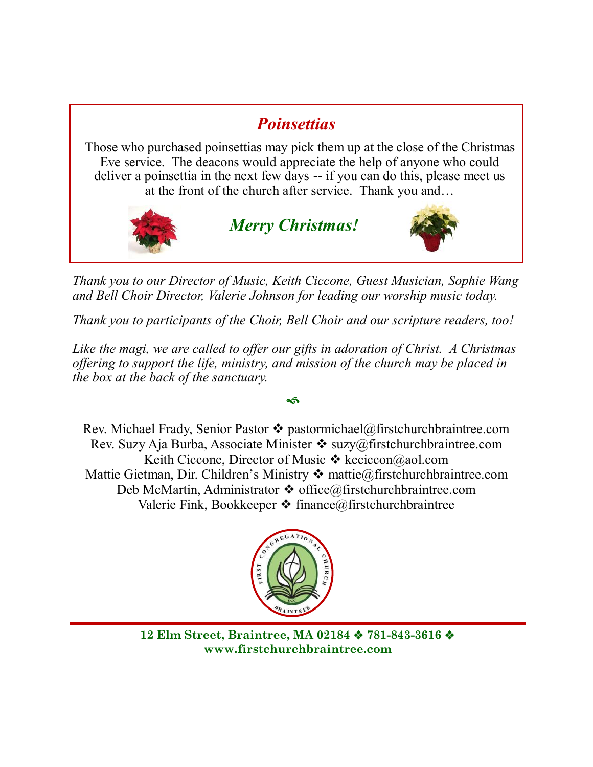## *Poinsettias*

Those who purchased poinsettias may pick them up at the close of the Christmas Eve service. The deacons would appreciate the help of anyone who could deliver a poinsettia in the next few days -- if you can do this, please meet us at the front of the church after service. Thank you and…

### *Merry Christmas!*

*Thank you to our Director of Music, Keith Ciccone, Guest Musician, Sophie Wang and Bell Choir Director, Valerie Johnson for leading our worship music today.*

*Thank you to participants of the Choir, Bell Choir and our scripture readers, too!*

*Like the magi, we are called to offer our gifts in adoration of Christ. A Christmas offering to support the life, ministry, and mission of the church may be placed in the box at the back of the sanctuary.*

Rev. Michael Frady, Senior Pastor ❖ pastormichael@firstchurchbraintree.com
Rev. Suzy Aja Burba, Associate Minister ❖ suzy@firstchurchbraintree.com
Keith Ciccone, Director of Music ❖ keciccon@aol.com
Mattie Gietman, Dir. Children's Ministry ❖ mattie@firstchurchbraintree.com
Deb McMartin, Administrator ❖ office@firstchurchbraintree.com
Valerie Fink, Bookkeeper ❖ finance@firstchurchbraintree

FIRST CONGREGATIONAL CHURCH BRAINTREE

**12 Elm Street, Braintree, MA 02184 ❖ 781-843-3616 ❖**
**www.firstchurchbraintree.com**